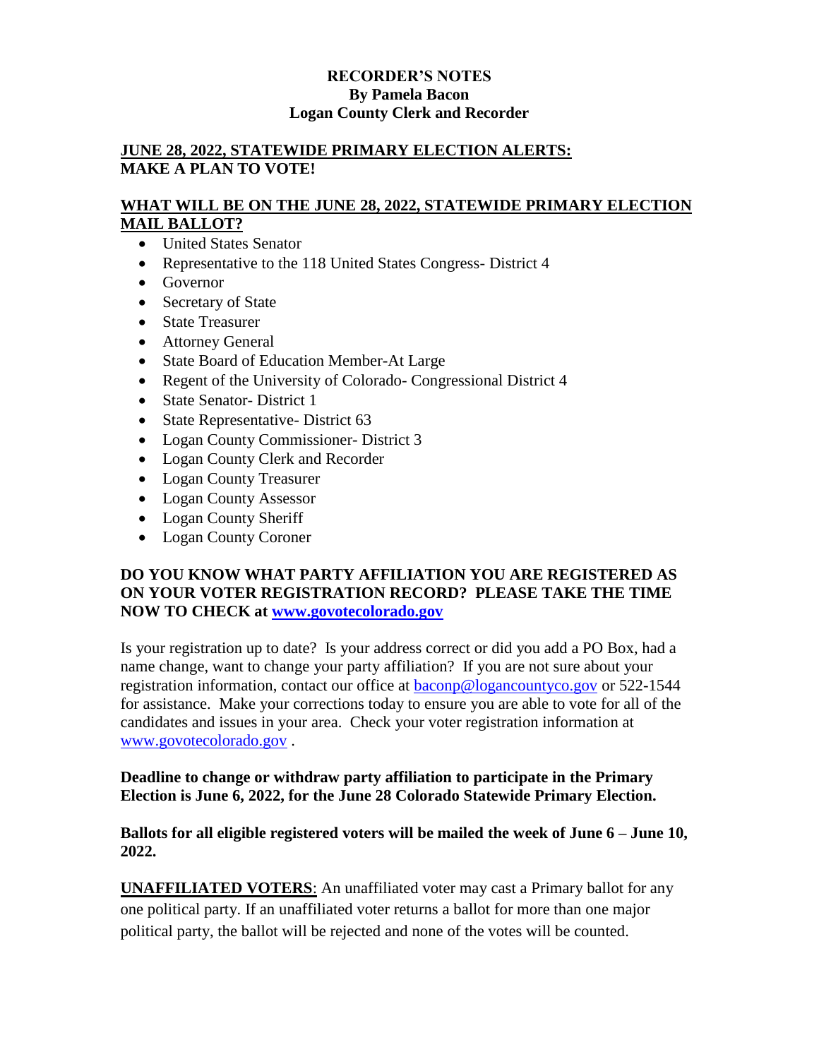**RECORDER'S NOTES**
**By Pamela Bacon**
**Logan County Clerk and Recorder**

## JUNE 28, 2022, STATEWIDE PRIMARY ELECTION ALERTS: MAKE A PLAN TO VOTE!

## WHAT WILL BE ON THE JUNE 28, 2022, STATEWIDE PRIMARY ELECTION MAIL BALLOT?

- United States Senator
- Representative to the 118 United States Congress- District 4
- Governor
- Secretary of State
- State Treasurer
- Attorney General
- State Board of Education Member-At Large
- Regent of the University of Colorado- Congressional District 4
- State Senator- District 1
- State Representative- District 63
- Logan County Commissioner- District 3
- Logan County Clerk and Recorder
- Logan County Treasurer
- Logan County Assessor
- Logan County Sheriff
- Logan County Coroner

**DO YOU KNOW WHAT PARTY AFFILIATION YOU ARE REGISTERED AS ON YOUR VOTER REGISTRATION RECORD? PLEASE TAKE THE TIME NOW TO CHECK at [www.govotecolorado.gov](http://www.govotecolorado.gov)**

Is your registration up to date? Is your address correct or did you add a PO Box, had a name change, want to change your party affiliation? If you are not sure about your registration information, contact our office at [baconp@logancountyco.gov](mailto:baconp@logancountyco.gov) or 522-1544 for assistance. Make your corrections today to ensure you are able to vote for all of the candidates and issues in your area. Check your voter registration information at [www.govotecolorado.gov](http://www.govotecolorado.gov) .

**Deadline to change or withdraw party affiliation to participate in the Primary Election is June 6, 2022, for the June 28 Colorado Statewide Primary Election.**

**Ballots for all eligible registered voters will be mailed the week of June 6 – June 10, 2022.**

**UNAFFILIATED VOTERS**: An unaffiliated voter may cast a Primary ballot for any one political party. If an unaffiliated voter returns a ballot for more than one major political party, the ballot will be rejected and none of the votes will be counted.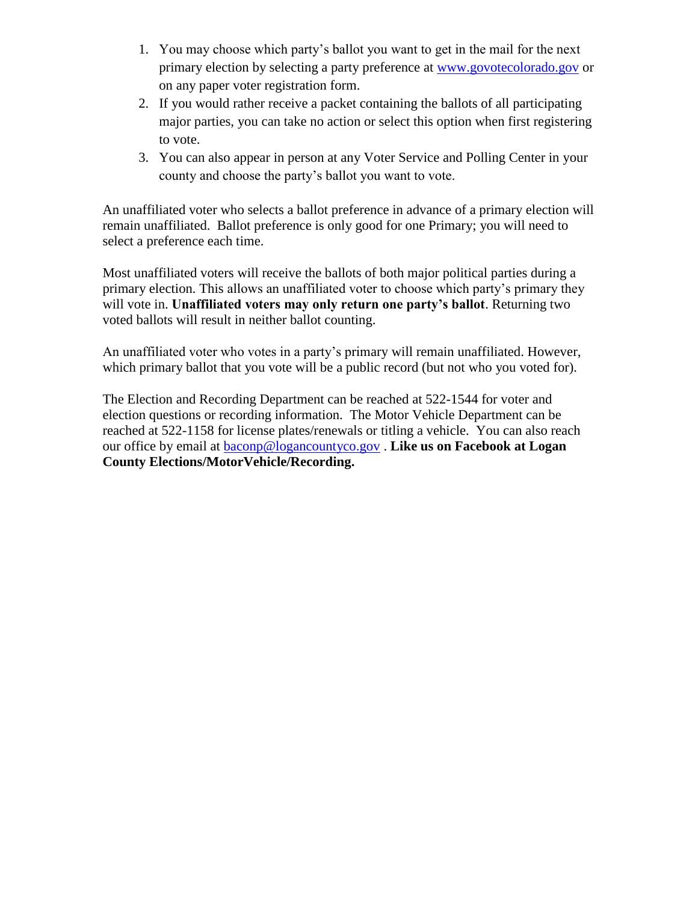1. You may choose which party's ballot you want to get in the mail for the next primary election by selecting a party preference at [www.govotecolorado.gov](http://www.govotecolorado.gov) or on any paper voter registration form.
2. If you would rather receive a packet containing the ballots of all participating major parties, you can take no action or select this option when first registering to vote.
3. You can also appear in person at any Voter Service and Polling Center in your county and choose the party's ballot you want to vote.

An unaffiliated voter who selects a ballot preference in advance of a primary election will remain unaffiliated. Ballot preference is only good for one Primary; you will need to select a preference each time.

Most unaffiliated voters will receive the ballots of both major political parties during a primary election. This allows an unaffiliated voter to choose which party's primary they will vote in. **Unaffiliated voters may only return one party's ballot**. Returning two voted ballots will result in neither ballot counting.

An unaffiliated voter who votes in a party's primary will remain unaffiliated. However, which primary ballot that you vote will be a public record (but not who you voted for).

The Election and Recording Department can be reached at 522-1544 for voter and election questions or recording information. The Motor Vehicle Department can be reached at 522-1158 for license plates/renewals or titling a vehicle. You can also reach our office by email at [baconp@logancountyco.gov](mailto:baconp@logancountyco.gov) . **Like us on Facebook at Logan County Elections/MotorVehicle/Recording.**